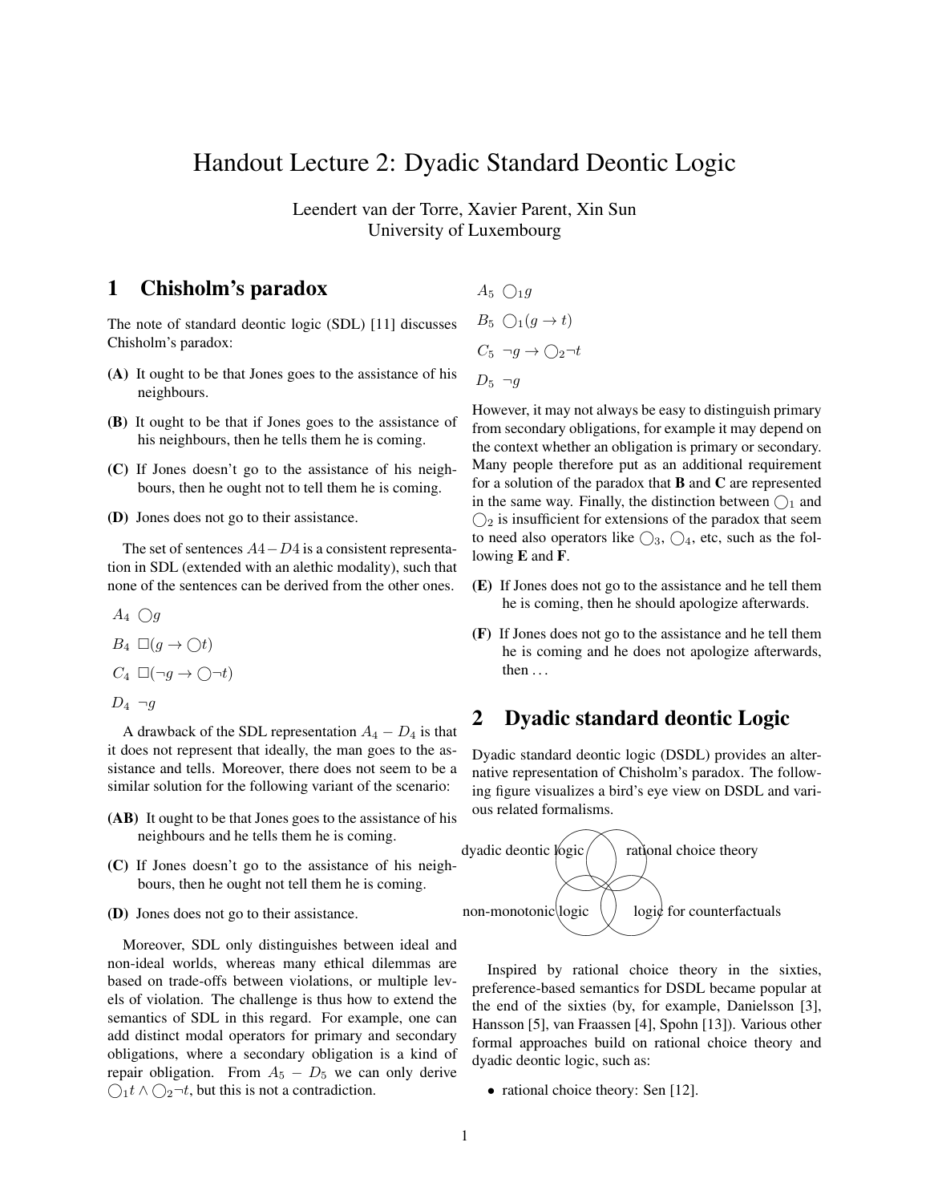# Handout Lecture 2: Dyadic Standard Deontic Logic

Leendert van der Torre, Xavier Parent, Xin Sun
University of Luxembourg

## 1 Chisholm's paradox

The note of standard deontic logic (SDL) [11] discusses Chisholm's paradox:

**(A)** It ought to be that Jones goes to the assistance of his neighbours.

**(B)** It ought to be that if Jones goes to the assistance of his neighbours, then he tells them he is coming.

**(C)** If Jones doesn't go to the assistance of his neighbours, then he ought not to tell them he is coming.

**(D)** Jones does not go to their assistance.

The set of sentences $A4 - D4$ is a consistent representation in SDL (extended with an alethic modality), such that none of the sentences can be derived from the other ones.

$A_4$ $\bigcirc g$

$B_4$ $\Box(g \rightarrow \bigcirc t)$

$C_4$ $\Box(\neg g \rightarrow \bigcirc \neg t)$

$D_4$ $\neg g$

A drawback of the SDL representation $A_4 - D_4$ is that it does not represent that ideally, the man goes to the assistance and tells. Moreover, there does not seem to be a similar solution for the following variant of the scenario:

**(AB)** It ought to be that Jones goes to the assistance of his neighbours and he tells them he is coming.

**(C)** If Jones doesn't go to the assistance of his neighbours, then he ought not tell them he is coming.

**(D)** Jones does not go to their assistance.

Moreover, SDL only distinguishes between ideal and non-ideal worlds, whereas many ethical dilemmas are based on trade-offs between violations, or multiple levels of violation. The challenge is thus how to extend the semantics of SDL in this regard. For example, one can add distinct modal operators for primary and secondary obligations, where a secondary obligation is a kind of repair obligation. From $A_5 - D_5$ we can only derive $\bigcirc_1 t \wedge \bigcirc_2 \neg t$, but this is not a contradiction.

$A_5$ $\bigcirc_1 g$

$B_5$ $\bigcirc_1(g \rightarrow t)$

$C_5$ $\neg g \rightarrow \bigcirc_2 \neg t$

$D_5$ $\neg g$

However, it may not always be easy to distinguish primary from secondary obligations, for example it may depend on the context whether an obligation is primary or secondary. Many people therefore put as an additional requirement for a solution of the paradox that **B** and **C** are represented in the same way. Finally, the distinction between $\bigcirc_1$ and $\bigcirc_2$ is insufficient for extensions of the paradox that seem to need also operators like $\bigcirc_3$, $\bigcirc_4$, etc, such as the following **E** and **F**.

**(E)** If Jones does not go to the assistance and he tell them he is coming, then he should apologize afterwards.

**(F)** If Jones does not go to the assistance and he tell them he is coming and he does not apologize afterwards, then ...

## 2 Dyadic standard deontic Logic

Dyadic standard deontic logic (DSDL) provides an alternative representation of Chisholm's paradox. The following figure visualizes a bird's eye view on DSDL and various related formalisms.

dyadic deontic logic — rational choice theory — non-monotonic logic — logic for counterfactuals

Inspired by rational choice theory in the sixties, preference-based semantics for DSDL became popular at the end of the sixties (by, for example, Danielsson [3], Hansson [5], van Fraassen [4], Spohn [13]). Various other formal approaches build on rational choice theory and dyadic deontic logic, such as:

- rational choice theory: Sen [12].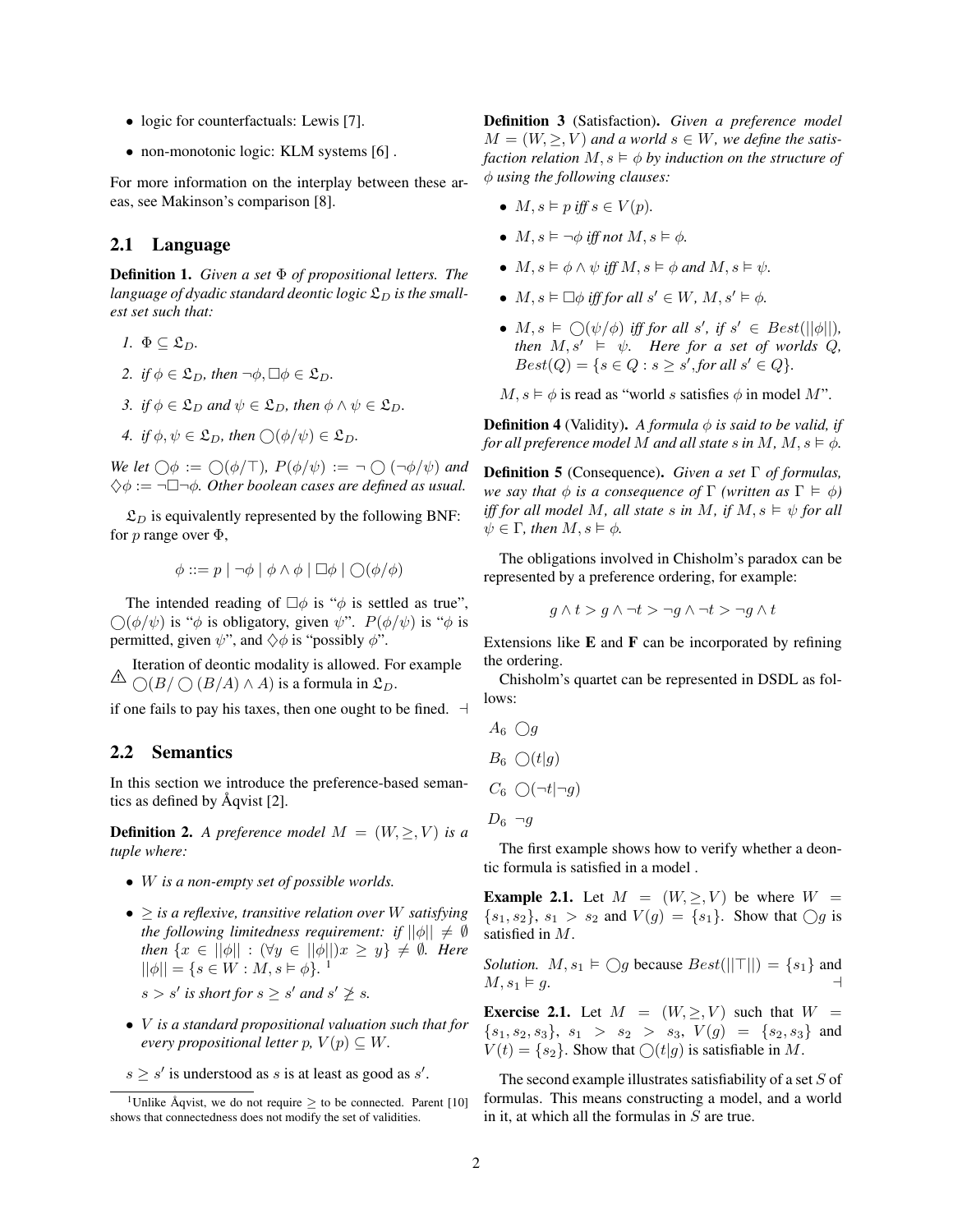- logic for counterfactuals: Lewis [7].
- non-monotonic logic: KLM systems [6] .

For more information on the interplay between these areas, see Makinson's comparison [8].

## 2.1 Language

**Definition 1.** *Given a set $\Phi$ of propositional letters. The language of dyadic standard deontic logic $\mathfrak{L}_D$ is the smallest set such that:*

1. $\Phi \subseteq \mathfrak{L}_D$.
2. *if $\phi \in \mathfrak{L}_D$, then $\neg\phi, \Box\phi \in \mathfrak{L}_D$.*
3. *if $\phi \in \mathfrak{L}_D$ and $\psi \in \mathfrak{L}_D$, then $\phi \wedge \psi \in \mathfrak{L}_D$.*
4. *if $\phi, \psi \in \mathfrak{L}_D$, then $\bigcirc(\phi/\psi) \in \mathfrak{L}_D$.*

*We let $\bigcirc\phi := \bigcirc(\phi/\top)$, $P(\phi/\psi) := \neg\bigcirc(\neg\phi/\psi)$ and $\Diamond\phi := \neg\Box\neg\phi$. Other boolean cases are defined as usual.*

$\mathfrak{L}_D$ is equivalently represented by the following BNF: for $p$ range over $\Phi$,

$$\phi ::= p \mid \neg\phi \mid \phi \wedge \phi \mid \Box\phi \mid \bigcirc(\phi/\phi)$$

The intended reading of $\Box\phi$ is "$\phi$ is settled as true", $\bigcirc(\phi/\psi)$ is "$\phi$ is obligatory, given $\psi$". $P(\phi/\psi)$ is "$\phi$ is permitted, given $\psi$", and $\Diamond\phi$ is "possibly $\phi$".

⚠ Iteration of deontic modality is allowed. For example $\bigcirc(B/\bigcirc(B/A) \wedge A)$ is a formula in $\mathfrak{L}_D$.

if one fails to pay his taxes, then one ought to be fined. ⊣

## 2.2 Semantics

In this section we introduce the preference-based semantics as defined by Åqvist [2].

**Definition 2.** *A preference model $M = (W, \geq, V)$ is a tuple where:*

- *$W$ is a non-empty set of possible worlds.*
- *$\geq$ is a reflexive, transitive relation over $W$ satisfying the following limitedness requirement: if $||\phi|| \neq \emptyset$ then $\{x \in ||\phi|| : (\forall y \in ||\phi||) x \geq y\} \neq \emptyset$. Here $||\phi|| = \{s \in W : M, s \vDash \phi\}$.* [1]

  *$s > s'$ is short for $s \geq s'$ and $s' \not\geq s$.*
- *$V$ is a standard propositional valuation such that for every propositional letter $p$, $V(p) \subseteq W$.*

$s \geq s'$ is understood as $s$ is at least as good as $s'$.

[1] Unlike Åqvist, we do not require $\geq$ to be connected. Parent [10] shows that connectedness does not modify the set of validities.

**Definition 3** (Satisfaction). *Given a preference model $M = (W, \geq, V)$ and a world $s \in W$, we define the satisfaction relation $M, s \vDash \phi$ by induction on the structure of $\phi$ using the following clauses:*

- *$M, s \vDash p$ iff $s \in V(p)$.*
- *$M, s \vDash \neg\phi$ iff not $M, s \vDash \phi$.*
- *$M, s \vDash \phi \wedge \psi$ iff $M, s \vDash \phi$ and $M, s \vDash \psi$.*
- *$M, s \vDash \Box\phi$ iff for all $s' \in W$, $M, s' \vDash \phi$.*
- *$M, s \vDash \bigcirc(\psi/\phi)$ iff for all $s'$, if $s' \in Best(||\phi||)$, then $M, s' \vDash \psi$. Here for a set of worlds $Q$, $Best(Q) = \{s \in Q : s \geq s', \text{for all } s' \in Q\}$.*

$M, s \vDash \phi$ is read as "world $s$ satisfies $\phi$ in model $M$".

**Definition 4** (Validity). *A formula $\phi$ is said to be valid, if for all preference model $M$ and all state $s$ in $M$, $M, s \vDash \phi$.*

**Definition 5** (Consequence). *Given a set $\Gamma$ of formulas, we say that $\phi$ is a consequence of $\Gamma$ (written as $\Gamma \vDash \phi$) iff for all model $M$, all state $s$ in $M$, if $M, s \vDash \psi$ for all $\psi \in \Gamma$, then $M, s \vDash \phi$.*

The obligations involved in Chisholm's paradox can be represented by a preference ordering, for example:

$$g \wedge t > g \wedge \neg t > \neg g \wedge \neg t > \neg g \wedge t$$

Extensions like **E** and **F** can be incorporated by refining the ordering.

Chisholm's quartet can be represented in DSDL as follows:

$A_6$ $\bigcirc g$

$B_6$ $\bigcirc(t|g)$

$C_6$ $\bigcirc(\neg t|\neg g)$

$D_6$ $\neg g$

The first example shows how to verify whether a deontic formula is satisfied in a model .

**Example 2.1.** Let $M = (W, \geq, V)$ be where $W = \{s_1, s_2\}$, $s_1 > s_2$ and $V(g) = \{s_1\}$. Show that $\bigcirc g$ is satisfied in $M$.

*Solution.* $M, s_1 \vDash \bigcirc g$ because $Best(||\top||) = \{s_1\}$ and $M, s_1 \vDash g$. ⊣

**Exercise 2.1.** Let $M = (W, \geq, V)$ such that $W = \{s_1, s_2, s_3\}$, $s_1 > s_2 > s_3$, $V(g) = \{s_2, s_3\}$ and $V(t) = \{s_2\}$. Show that $\bigcirc(t|g)$ is satisfiable in $M$.

The second example illustrates satisfiability of a set $S$ of formulas. This means constructing a model, and a world in it, at which all the formulas in $S$ are true.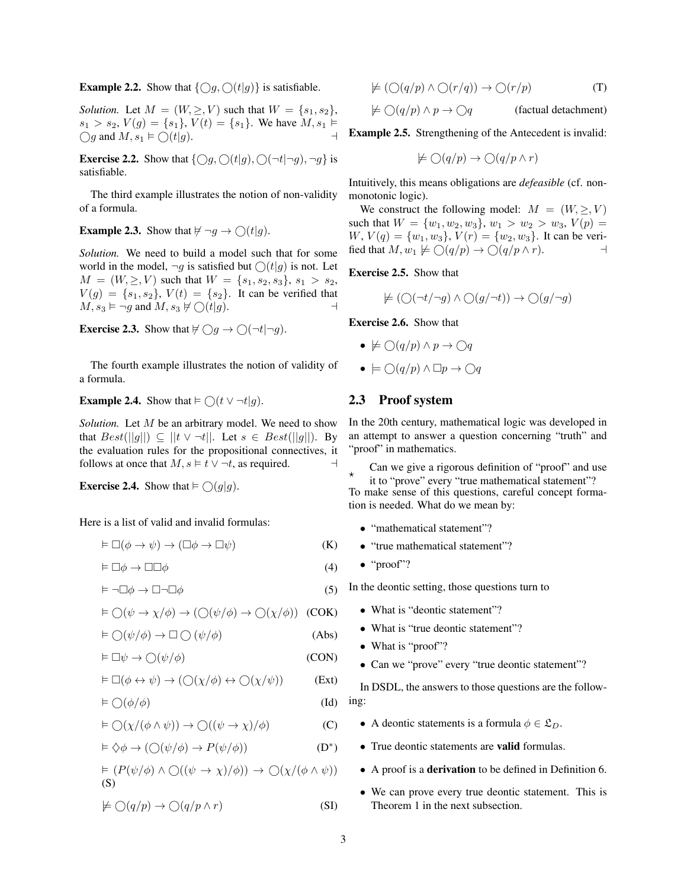**Example 2.2.** Show that $\{\bigcirc g, \bigcirc(t|g)\}$ is satisfiable.

*Solution.* Let $M = (W, \geq, V)$ such that $W = \{s_1, s_2\}$, $s_1 > s_2$, $V(g) = \{s_1\}$, $V(t) = \{s_1\}$. We have $M, s_1 \vDash \bigcirc g$ and $M, s_1 \vDash \bigcirc(t|g)$. ⊣

**Exercise 2.2.** Show that $\{\bigcirc g, \bigcirc(t|g), \bigcirc(\neg t|\neg g), \neg g\}$ is satisfiable.

The third example illustrates the notion of non-validity of a formula.

**Example 2.3.** Show that $\nvDash \neg g \to \bigcirc(t|g)$.

*Solution.* We need to build a model such that for some world in the model, $\neg g$ is satisfied but $\bigcirc(t|g)$ is not. Let $M = (W, \geq, V)$ such that $W = \{s_1, s_2, s_3\}$, $s_1 > s_2$, $V(g) = \{s_1, s_2\}$, $V(t) = \{s_2\}$. It can be verified that $M, s_3 \vDash \neg g$ and $M, s_3 \nvDash \bigcirc(t|g)$. ⊣

**Exercise 2.3.** Show that $\nvDash \bigcirc g \to \bigcirc(\neg t|\neg g)$.

The fourth example illustrates the notion of validity of a formula.

**Example 2.4.** Show that $\vDash \bigcirc(t \vee \neg t|g)$.

*Solution.* Let $M$ be an arbitrary model. We need to show that $Best(||g||) \subseteq ||t \vee \neg t||$. Let $s \in Best(||g||)$. By the evaluation rules for the propositional connectives, it follows at once that $M, s \vDash t \vee \neg t$, as required. ⊣

**Exercise 2.4.** Show that $\vDash \bigcirc(g|g)$.

Here is a list of valid and invalid formulas:

$$\vDash \Box(\phi \to \psi) \to (\Box\phi \to \Box\psi) \quad \text{(K)}$$

$$\vDash \Box\phi \to \Box\Box\phi \quad \text{(4)}$$

$$\vDash \neg\Box\phi \to \Box\neg\Box\phi \quad \text{(5)}$$

$$\vDash \bigcirc(\psi \to \chi/\phi) \to (\bigcirc(\psi/\phi) \to \bigcirc(\chi/\phi)) \quad \text{(COK)}$$

$$\vDash \bigcirc(\psi/\phi) \to \Box\bigcirc(\psi/\phi) \quad \text{(Abs)}$$

$$\vDash \Box\psi \to \bigcirc(\psi/\phi) \quad \text{(CON)}$$

$$\vDash \Box(\phi \leftrightarrow \psi) \to (\bigcirc(\chi/\phi) \leftrightarrow \bigcirc(\chi/\psi)) \quad \text{(Ext)}$$

$$\vDash \bigcirc(\phi/\phi) \quad \text{(Id)}$$

$$\vDash \bigcirc(\chi/(\phi \wedge \psi)) \to \bigcirc((\psi \to \chi)/\phi) \quad \text{(C)}$$

$$\vDash \Diamond\phi \to (\bigcirc(\psi/\phi) \to P(\psi/\phi)) \quad \text{(D}^*\text{)}$$

$$\vDash (P(\psi/\phi) \wedge \bigcirc((\psi \to \chi)/\phi)) \to \bigcirc(\chi/(\phi \wedge \psi)) \quad \text{(S)}$$

$$\nvDash \bigcirc(q/p) \to \bigcirc(q/p \wedge r) \quad \text{(SI)}$$

$$\nvDash (\bigcirc(q/p) \wedge \bigcirc(r/q)) \to \bigcirc(r/p) \quad \text{(T)}$$

$$\nvDash \bigcirc(q/p) \wedge p \to \bigcirc q \quad \text{(factual detachment)}$$

**Example 2.5.** Strengthening of the Antecedent is invalid:

$$\nvDash \bigcirc(q/p) \to \bigcirc(q/p \wedge r)$$

Intuitively, this means obligations are *defeasible* (cf. non-monotonic logic).

We construct the following model: $M = (W, \geq, V)$ such that $W = \{w_1, w_2, w_3\}$, $w_1 > w_2 > w_3$, $V(p) = W$, $V(q) = \{w_1, w_3\}$, $V(r) = \{w_2, w_3\}$. It can be verified that $M, w_1 \nvDash \bigcirc(q/p) \to \bigcirc(q/p \wedge r)$. ⊣

**Exercise 2.5.** Show that

$$\nvDash (\bigcirc(\neg t/\neg g) \wedge \bigcirc(g/\neg t)) \to \bigcirc(g/\neg g)$$

**Exercise 2.6.** Show that

- $\nvDash \bigcirc(q/p) \wedge p \to \bigcirc q$
- $\vDash \bigcirc(q/p) \wedge \Box p \to \bigcirc q$

## 2.3 Proof system

In the 20th century, mathematical logic was developed in an attempt to answer a question concerning "truth" and "proof" in mathematics.

⋆ Can we give a rigorous definition of "proof" and use it to "prove" every "true mathematical statement"?

To make sense of this questions, careful concept formation is needed. What do we mean by:

- "mathematical statement"?
- "true mathematical statement"?
- "proof"?

In the deontic setting, those questions turn to

- What is "deontic statement"?
- What is "true deontic statement"?
- What is "proof"?
- Can we "prove" every "true deontic statement"?

In DSDL, the answers to those questions are the following:

- A deontic statements is a formula $\phi \in \mathfrak{L}_D$.
- True deontic statements are **valid** formulas.
- A proof is a **derivation** to be defined in Definition 6.
- We can prove every true deontic statement. This is Theorem 1 in the next subsection.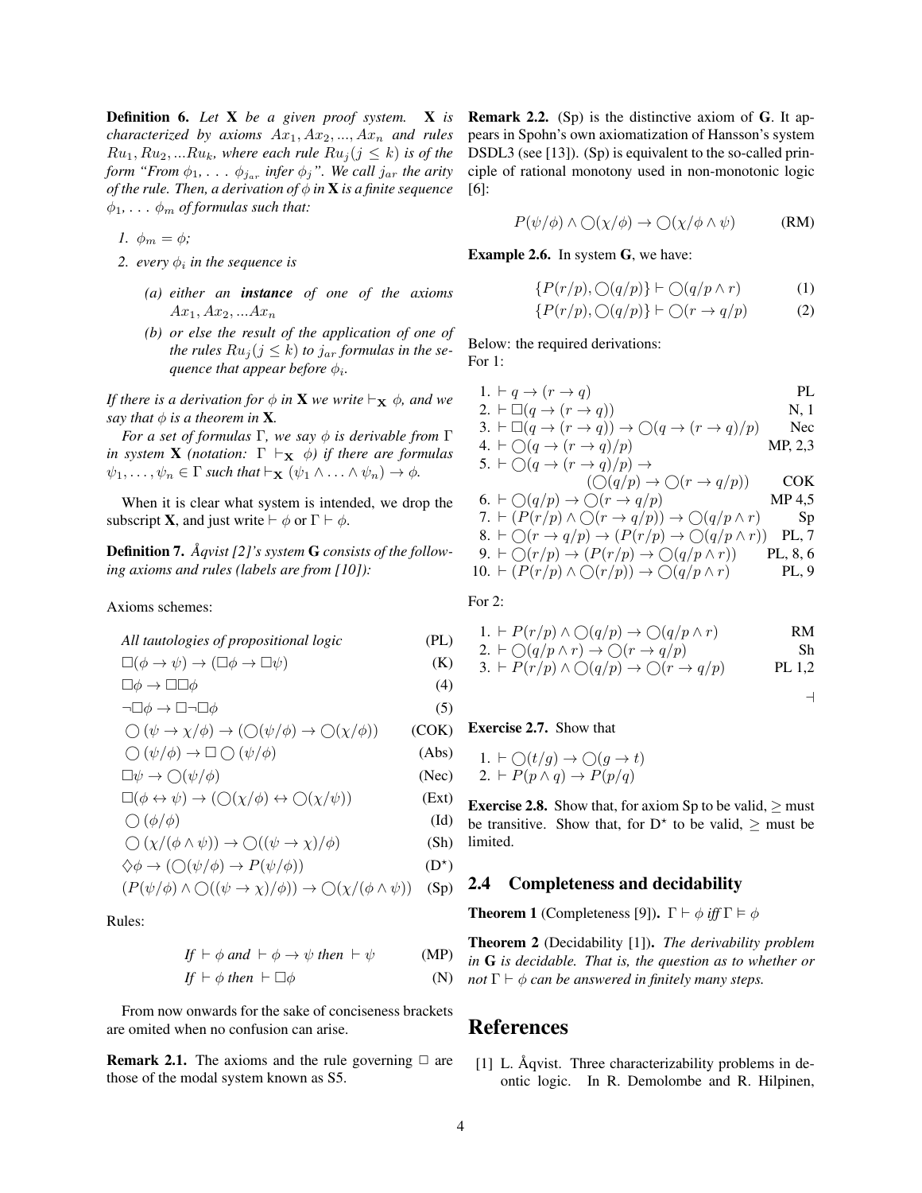**Definition 6.** *Let* $\mathbf{X}$ *be a given proof system.* $\mathbf{X}$ *is characterized by axioms* $Ax_1, Ax_2, ..., Ax_n$ *and rules* $Ru_1, Ru_2, ...Ru_k$*, where each rule* $Ru_j (j \leq k)$ *is of the form "From* $\phi_1, \ldots \phi_{j_{ar}}$ *infer* $\phi_j$*". We call* $j_{ar}$ *the arity of the rule. Then, a derivation of* $\phi$ *in* $\mathbf{X}$ *is a finite sequence* $\phi_1, \ldots \phi_m$ *of formulas such that:*

1. $\phi_m = \phi$;
2. *every* $\phi_i$ *in the sequence is*
   - *(a) either an* ***instance*** *of one of the axioms* $Ax_1, Ax_2, ...Ax_n$
   - *(b) or else the result of the application of one of the rules* $Ru_j (j \leq k)$ *to* $j_{ar}$ *formulas in the sequence that appear before* $\phi_i$*.*

*If there is a derivation for* $\phi$ *in* $\mathbf{X}$ *we write* $\vdash_{\mathbf{X}} \phi$*, and we say that* $\phi$ *is a theorem in* $\mathbf{X}$*.*

*For a set of formulas* $\Gamma$*, we say* $\phi$ *is derivable from* $\Gamma$ *in system* $\mathbf{X}$ *(notation:* $\Gamma \vdash_{\mathbf{X}} \phi$*) if there are formulas* $\psi_1, \ldots, \psi_n \in \Gamma$ *such that* $\vdash_{\mathbf{X}} (\psi_1 \wedge \ldots \wedge \psi_n) \to \phi$*.*

When it is clear what system is intended, we drop the subscript $\mathbf{X}$, and just write $\vdash \phi$ or $\Gamma \vdash \phi$.

**Definition 7.** *Åqvist [2]'s system* **G** *consists of the following axioms and rules (labels are from [10]):*

Axioms schemes:

| | |
|---|---|
| *All tautologies of propositional logic* | (PL) |
| $\Box(\phi \to \psi) \to (\Box\phi \to \Box\psi)$ | (K) |
| $\Box\phi \to \Box\Box\phi$ | (4) |
| $\neg\Box\phi \to \Box\neg\Box\phi$ | (5) |
| $\bigcirc(\psi \to \chi/\phi) \to (\bigcirc(\psi/\phi) \to \bigcirc(\chi/\phi))$ | (COK) |
| $\bigcirc(\psi/\phi) \to \Box\bigcirc(\psi/\phi)$ | (Abs) |
| $\Box\psi \to \bigcirc(\psi/\phi)$ | (Nec) |
| $\Box(\phi \leftrightarrow \psi) \to (\bigcirc(\chi/\phi) \leftrightarrow \bigcirc(\chi/\psi))$ | (Ext) |
| $\bigcirc(\phi/\phi)$ | (Id) |
| $\bigcirc(\chi/(\phi \wedge \psi)) \to \bigcirc((\psi \to \chi)/\phi)$ | (Sh) |
| $\Diamond\phi \to (\bigcirc(\psi/\phi) \to P(\psi/\phi))$ | (D$^\star$) |
| $(P(\psi/\phi) \wedge \bigcirc((\psi \to \chi)/\phi)) \to \bigcirc(\chi/(\phi \wedge \psi))$ | (Sp) |

Rules:

| | |
|---|---|
| *If* $\vdash \phi$ *and* $\vdash \phi \to \psi$ *then* $\vdash \psi$ | (MP) |
| *If* $\vdash \phi$ *then* $\vdash \Box\phi$ | (N) |

From now onwards for the sake of conciseness brackets are omited when no confusion can arise.

**Remark 2.1.** The axioms and the rule governing $\Box$ are those of the modal system known as S5.

**Remark 2.2.** (Sp) is the distinctive axiom of **G**. It appears in Spohn's own axiomatization of Hansson's system DSDL3 (see [13]). (Sp) is equivalent to the so-called principle of rational monotony used in non-monotonic logic [6]:

$$P(\psi/\phi) \wedge \bigcirc(\chi/\phi) \to \bigcirc(\chi/\phi \wedge \psi) \qquad \text{(RM)}$$

**Example 2.6.** In system **G**, we have:

$$\{P(r/p), \bigcirc(q/p)\} \vdash \bigcirc(q/p \wedge r) \qquad (1)$$

$$\{P(r/p), \bigcirc(q/p)\} \vdash \bigcirc(r \to q/p) \qquad (2)$$

Below: the required derivations:
For 1:

| | | |
|---|---|---|
| 1. | $\vdash q \to (r \to q)$ | PL |
| 2. | $\vdash \Box(q \to (r \to q))$ | N, 1 |
| 3. | $\vdash \Box(q \to (r \to q)) \to \bigcirc(q \to (r \to q)/p)$ | Nec |
| 4. | $\vdash \bigcirc(q \to (r \to q)/p)$ | MP, 2,3 |
| 5. | $\vdash \bigcirc(q \to (r \to q)/p) \to (\bigcirc(q/p) \to \bigcirc(r \to q/p))$ | COK |
| 6. | $\vdash \bigcirc(q/p) \to \bigcirc(r \to q/p)$ | MP 4,5 |
| 7. | $\vdash (P(r/p) \wedge \bigcirc(r \to q/p)) \to \bigcirc(q/p \wedge r)$ | Sp |
| 8. | $\vdash \bigcirc(r \to q/p) \to (P(r/p) \to \bigcirc(q/p \wedge r))$ | PL, 7 |
| 9. | $\vdash \bigcirc(r/p) \to (P(r/p) \to \bigcirc(q/p \wedge r))$ | PL, 8, 6 |
| 10. | $\vdash (P(r/p) \wedge \bigcirc(r/p)) \to \bigcirc(q/p \wedge r)$ | PL, 9 |

For 2:

| | | |
|---|---|---|
| 1. | $\vdash P(r/p) \wedge \bigcirc(q/p) \to \bigcirc(q/p \wedge r)$ | RM |
| 2. | $\vdash \bigcirc(q/p \wedge r) \to \bigcirc(r \to q/p)$ | Sh |
| 3. | $\vdash P(r/p) \wedge \bigcirc(q/p) \to \bigcirc(r \to q/p)$ | PL 1,2 |

$\dashv$

**Exercise 2.7.** Show that

1. $\vdash \bigcirc(t/g) \to \bigcirc(g \to t)$
2. $\vdash P(p \wedge q) \to P(p/q)$

**Exercise 2.8.** Show that, for axiom Sp to be valid, $\geq$ must be transitive. Show that, for D$^\star$ to be valid, $\geq$ must be limited.

## 2.4 Completeness and decidability

**Theorem 1** (Completeness [9])**.** $\Gamma \vdash \phi$ *iff* $\Gamma \vDash \phi$

**Theorem 2** (Decidability [1])**.** *The derivability problem in* **G** *is decidable. That is, the question as to whether or not* $\Gamma \vdash \phi$ *can be answered in finitely many steps.*

# References

[1] L. Åqvist. Three characterizability problems in deontic logic. In R. Demolombe and R. Hilpinen,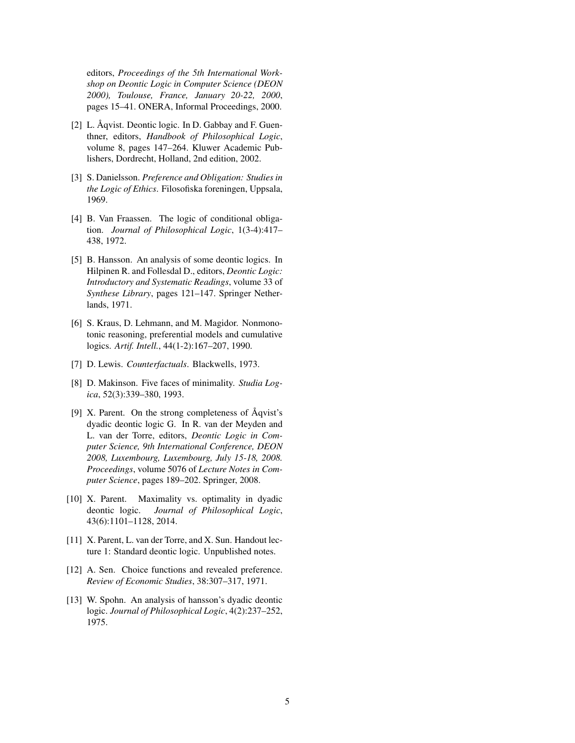editors, *Proceedings of the 5th International Workshop on Deontic Logic in Computer Science (DEON 2000), Toulouse, France, January 20-22, 2000*, pages 15–41. ONERA, Informal Proceedings, 2000.

[2] L. Åqvist. Deontic logic. In D. Gabbay and F. Guenthner, editors, *Handbook of Philosophical Logic*, volume 8, pages 147–264. Kluwer Academic Publishers, Dordrecht, Holland, 2nd edition, 2002.

[3] S. Danielsson. *Preference and Obligation: Studies in the Logic of Ethics*. Filosofiska foreningen, Uppsala, 1969.

[4] B. Van Fraassen. The logic of conditional obligation. *Journal of Philosophical Logic*, 1(3-4):417–438, 1972.

[5] B. Hansson. An analysis of some deontic logics. In Hilpinen R. and Follesdal D., editors, *Deontic Logic: Introductory and Systematic Readings*, volume 33 of *Synthese Library*, pages 121–147. Springer Netherlands, 1971.

[6] S. Kraus, D. Lehmann, and M. Magidor. Nonmonotonic reasoning, preferential models and cumulative logics. *Artif. Intell.*, 44(1-2):167–207, 1990.

[7] D. Lewis. *Counterfactuals*. Blackwells, 1973.

[8] D. Makinson. Five faces of minimality. *Studia Logica*, 52(3):339–380, 1993.

[9] X. Parent. On the strong completeness of Åqvist's dyadic deontic logic G. In R. van der Meyden and L. van der Torre, editors, *Deontic Logic in Computer Science, 9th International Conference, DEON 2008, Luxembourg, Luxembourg, July 15-18, 2008. Proceedings*, volume 5076 of *Lecture Notes in Computer Science*, pages 189–202. Springer, 2008.

[10] X. Parent. Maximality vs. optimality in dyadic deontic logic. *Journal of Philosophical Logic*, 43(6):1101–1128, 2014.

[11] X. Parent, L. van der Torre, and X. Sun. Handout lecture 1: Standard deontic logic. Unpublished notes.

[12] A. Sen. Choice functions and revealed preference. *Review of Economic Studies*, 38:307–317, 1971.

[13] W. Spohn. An analysis of hansson's dyadic deontic logic. *Journal of Philosophical Logic*, 4(2):237–252, 1975.